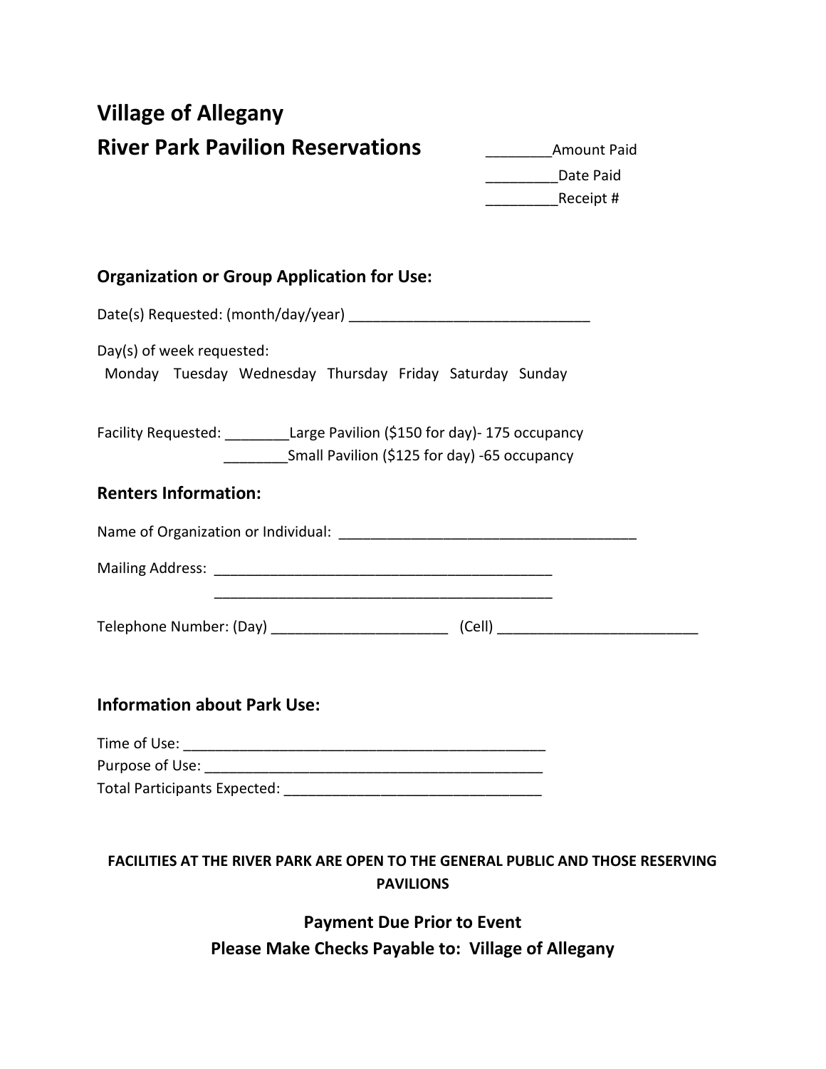# Village of Allegany

## River Park Pavilion Reservations

________Amount Paid

_________Date Paid

_________Receipt #

### Organization or Group Application for Use:

Date(s) Requested: (month/day/year) ______________________________

Day(s) of week requested:

Monday Tuesday Wednesday Thursday Friday Saturday Sunday

Facility Requested: ________Large Pavilion ($150 for day)- 175 occupancy

________Small Pavilion ($125 for day) -65 occupancy

### Renters Information:

Name of Organization or Individual: _____________________________________

Mailing Address: ___________________________________________

___________________________________________

Telephone Number: (Day) ______________________ (Cell) _________________________

### Information about Park Use:

Time of Use: ______________________________________________

Purpose of Use: ___________________________________________

Total Participants Expected: ________________________________

**FACILITIES AT THE RIVER PARK ARE OPEN TO THE GENERAL PUBLIC AND THOSE RESERVING PAVILIONS**

**Payment Due Prior to Event**

**Please Make Checks Payable to: Village of Allegany**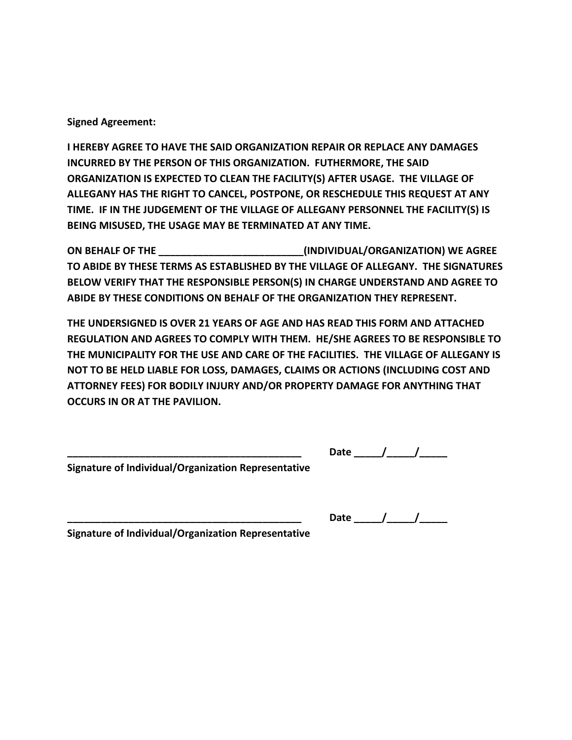**Signed Agreement:**

**I HEREBY AGREE TO HAVE THE SAID ORGANIZATION REPAIR OR REPLACE ANY DAMAGES INCURRED BY THE PERSON OF THIS ORGANIZATION. FUTHERMORE, THE SAID ORGANIZATION IS EXPECTED TO CLEAN THE FACILITY(S) AFTER USAGE. THE VILLAGE OF ALLEGANY HAS THE RIGHT TO CANCEL, POSTPONE, OR RESCHEDULE THIS REQUEST AT ANY TIME. IF IN THE JUDGEMENT OF THE VILLAGE OF ALLEGANY PERSONNEL THE FACILITY(S) IS BEING MISUSED, THE USAGE MAY BE TERMINATED AT ANY TIME.**

**ON BEHALF OF THE ___________________________(INDIVIDUAL/ORGANIZATION) WE AGREE TO ABIDE BY THESE TERMS AS ESTABLISHED BY THE VILLAGE OF ALLEGANY. THE SIGNATURES BELOW VERIFY THAT THE RESPONSIBLE PERSON(S) IN CHARGE UNDERSTAND AND AGREE TO ABIDE BY THESE CONDITIONS ON BEHALF OF THE ORGANIZATION THEY REPRESENT.**

**THE UNDERSIGNED IS OVER 21 YEARS OF AGE AND HAS READ THIS FORM AND ATTACHED REGULATION AND AGREES TO COMPLY WITH THEM. HE/SHE AGREES TO BE RESPONSIBLE TO THE MUNICIPALITY FOR THE USE AND CARE OF THE FACILITIES. THE VILLAGE OF ALLEGANY IS NOT TO BE HELD LIABLE FOR LOSS, DAMAGES, CLAIMS OR ACTIONS (INCLUDING COST AND ATTORNEY FEES) FOR BODILY INJURY AND/OR PROPERTY DAMAGE FOR ANYTHING THAT OCCURS IN OR AT THE PAVILION.**

**_____________________________________________ Date _____/_____/_____**
**Signature of Individual/Organization Representative**

**_____________________________________________ Date _____/_____/_____**
**Signature of Individual/Organization Representative**